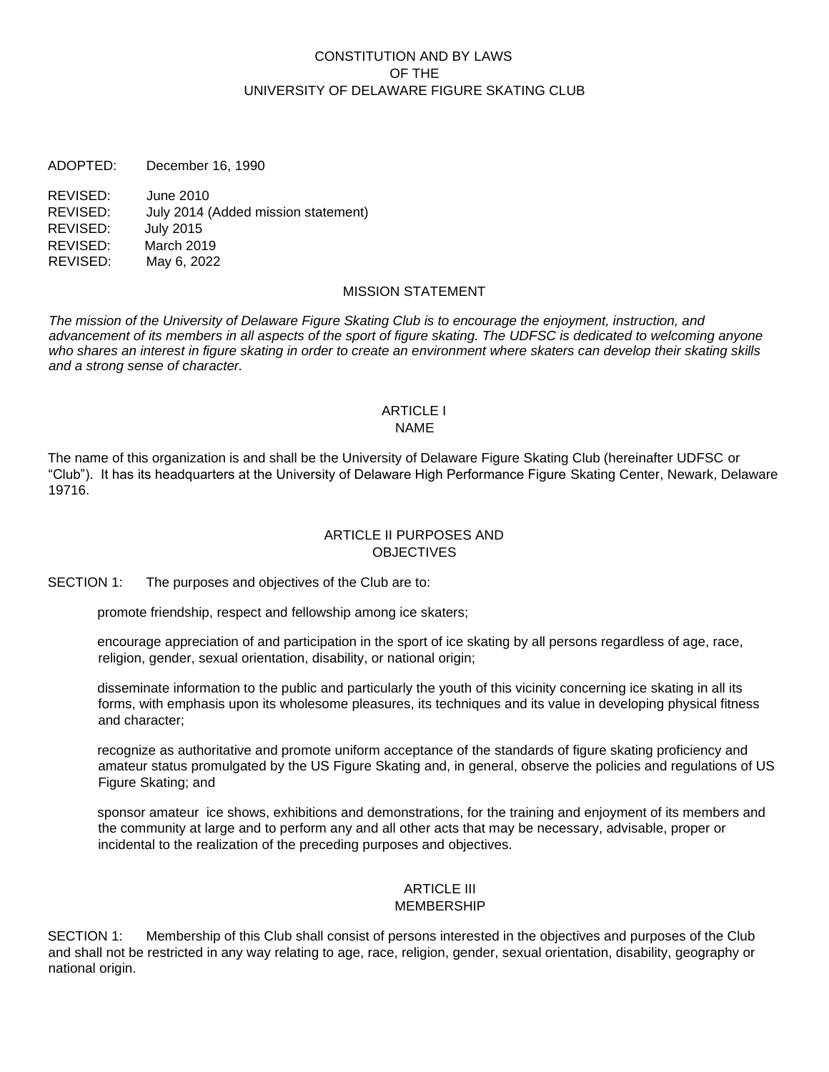# CONSTITUTION AND BY LAWS OF THE UNIVERSITY OF DELAWARE FIGURE SKATING CLUB

ADOPTED: December 16, 1990

REVISED: June 2010
REVISED: July 2014 (Added mission statement)
REVISED: July 2015
REVISED: March 2019
REVISED: May 6, 2022

## MISSION STATEMENT

*The mission of the University of Delaware Figure Skating Club is to encourage the enjoyment, instruction, and advancement of its members in all aspects of the sport of figure skating. The UDFSC is dedicated to welcoming anyone who shares an interest in figure skating in order to create an environment where skaters can develop their skating skills and a strong sense of character.*

## ARTICLE I
## NAME

The name of this organization is and shall be the University of Delaware Figure Skating Club (hereinafter UDFSC or "Club"). It has its headquarters at the University of Delaware High Performance Figure Skating Center, Newark, Delaware 19716.

## ARTICLE II PURPOSES AND OBJECTIVES

SECTION 1: The purposes and objectives of the Club are to:

promote friendship, respect and fellowship among ice skaters;

encourage appreciation of and participation in the sport of ice skating by all persons regardless of age, race, religion, gender, sexual orientation, disability, or national origin;

disseminate information to the public and particularly the youth of this vicinity concerning ice skating in all its forms, with emphasis upon its wholesome pleasures, its techniques and its value in developing physical fitness and character;

recognize as authoritative and promote uniform acceptance of the standards of figure skating proficiency and amateur status promulgated by the US Figure Skating and, in general, observe the policies and regulations of US Figure Skating; and

sponsor amateur ice shows, exhibitions and demonstrations, for the training and enjoyment of its members and the community at large and to perform any and all other acts that may be necessary, advisable, proper or incidental to the realization of the preceding purposes and objectives.

## ARTICLE III
## MEMBERSHIP

SECTION 1: Membership of this Club shall consist of persons interested in the objectives and purposes of the Club and shall not be restricted in any way relating to age, race, religion, gender, sexual orientation, disability, geography or national origin.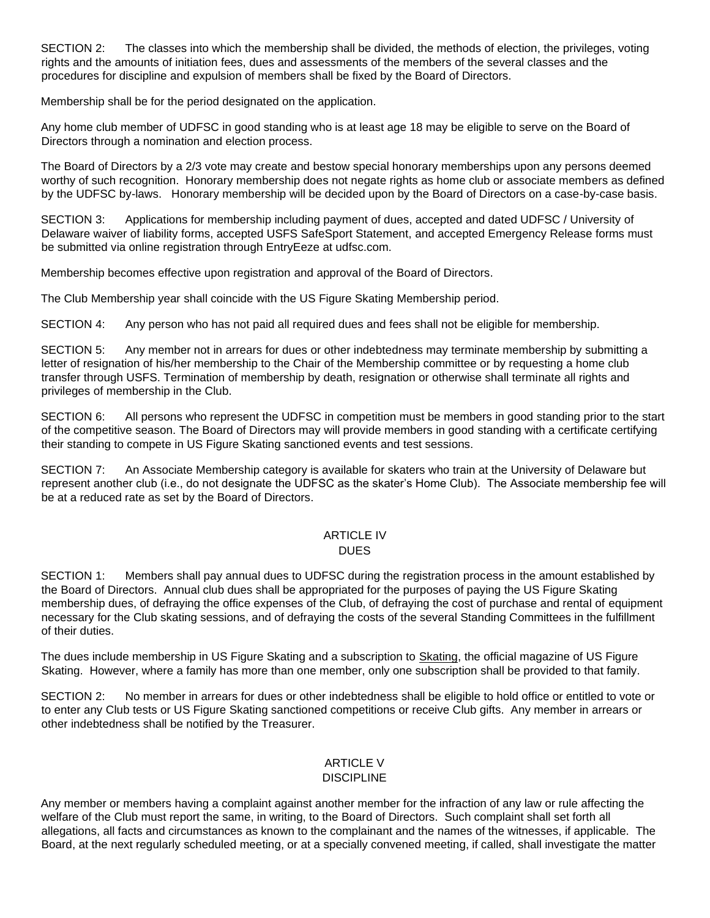SECTION 2: The classes into which the membership shall be divided, the methods of election, the privileges, voting rights and the amounts of initiation fees, dues and assessments of the members of the several classes and the procedures for discipline and expulsion of members shall be fixed by the Board of Directors.

Membership shall be for the period designated on the application.

Any home club member of UDFSC in good standing who is at least age 18 may be eligible to serve on the Board of Directors through a nomination and election process.

The Board of Directors by a 2/3 vote may create and bestow special honorary memberships upon any persons deemed worthy of such recognition. Honorary membership does not negate rights as home club or associate members as defined by the UDFSC by-laws. Honorary membership will be decided upon by the Board of Directors on a case-by-case basis.

SECTION 3: Applications for membership including payment of dues, accepted and dated UDFSC / University of Delaware waiver of liability forms, accepted USFS SafeSport Statement, and accepted Emergency Release forms must be submitted via online registration through EntryEeze at udfsc.com.

Membership becomes effective upon registration and approval of the Board of Directors.

The Club Membership year shall coincide with the US Figure Skating Membership period.

SECTION 4: Any person who has not paid all required dues and fees shall not be eligible for membership.

SECTION 5: Any member not in arrears for dues or other indebtedness may terminate membership by submitting a letter of resignation of his/her membership to the Chair of the Membership committee or by requesting a home club transfer through USFS. Termination of membership by death, resignation or otherwise shall terminate all rights and privileges of membership in the Club.

SECTION 6: All persons who represent the UDFSC in competition must be members in good standing prior to the start of the competitive season. The Board of Directors may will provide members in good standing with a certificate certifying their standing to compete in US Figure Skating sanctioned events and test sessions.

SECTION 7: An Associate Membership category is available for skaters who train at the University of Delaware but represent another club (i.e., do not designate the UDFSC as the skater's Home Club). The Associate membership fee will be at a reduced rate as set by the Board of Directors.

## ARTICLE IV
## DUES

SECTION 1: Members shall pay annual dues to UDFSC during the registration process in the amount established by the Board of Directors. Annual club dues shall be appropriated for the purposes of paying the US Figure Skating membership dues, of defraying the office expenses of the Club, of defraying the cost of purchase and rental of equipment necessary for the Club skating sessions, and of defraying the costs of the several Standing Committees in the fulfillment of their duties.

The dues include membership in US Figure Skating and a subscription to Skating, the official magazine of US Figure Skating. However, where a family has more than one member, only one subscription shall be provided to that family.

SECTION 2: No member in arrears for dues or other indebtedness shall be eligible to hold office or entitled to vote or to enter any Club tests or US Figure Skating sanctioned competitions or receive Club gifts. Any member in arrears or other indebtedness shall be notified by the Treasurer.

## ARTICLE V
## DISCIPLINE

Any member or members having a complaint against another member for the infraction of any law or rule affecting the welfare of the Club must report the same, in writing, to the Board of Directors. Such complaint shall set forth all allegations, all facts and circumstances as known to the complainant and the names of the witnesses, if applicable. The Board, at the next regularly scheduled meeting, or at a specially convened meeting, if called, shall investigate the matter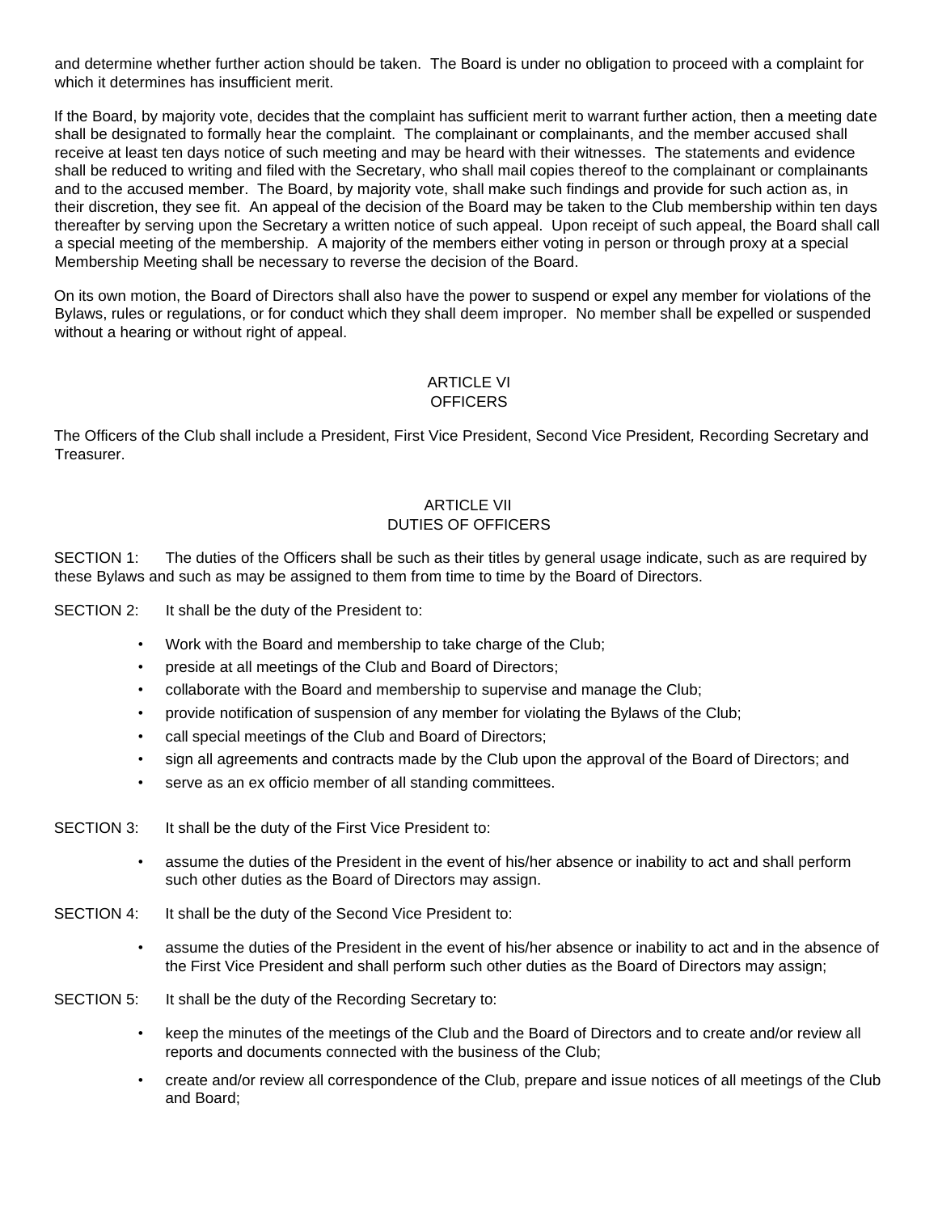and determine whether further action should be taken. The Board is under no obligation to proceed with a complaint for which it determines has insufficient merit.

If the Board, by majority vote, decides that the complaint has sufficient merit to warrant further action, then a meeting date shall be designated to formally hear the complaint. The complainant or complainants, and the member accused shall receive at least ten days notice of such meeting and may be heard with their witnesses. The statements and evidence shall be reduced to writing and filed with the Secretary, who shall mail copies thereof to the complainant or complainants and to the accused member. The Board, by majority vote, shall make such findings and provide for such action as, in their discretion, they see fit. An appeal of the decision of the Board may be taken to the Club membership within ten days thereafter by serving upon the Secretary a written notice of such appeal. Upon receipt of such appeal, the Board shall call a special meeting of the membership. A majority of the members either voting in person or through proxy at a special Membership Meeting shall be necessary to reverse the decision of the Board.

On its own motion, the Board of Directors shall also have the power to suspend or expel any member for violations of the Bylaws, rules or regulations, or for conduct which they shall deem improper. No member shall be expelled or suspended without a hearing or without right of appeal.

## ARTICLE VI
## OFFICERS

The Officers of the Club shall include a President, First Vice President, Second Vice President, Recording Secretary and Treasurer.

## ARTICLE VII
## DUTIES OF OFFICERS

SECTION 1: The duties of the Officers shall be such as their titles by general usage indicate, such as are required by these Bylaws and such as may be assigned to them from time to time by the Board of Directors.

SECTION 2: It shall be the duty of the President to:

- Work with the Board and membership to take charge of the Club;
- preside at all meetings of the Club and Board of Directors;
- collaborate with the Board and membership to supervise and manage the Club;
- provide notification of suspension of any member for violating the Bylaws of the Club;
- call special meetings of the Club and Board of Directors;
- sign all agreements and contracts made by the Club upon the approval of the Board of Directors; and
- serve as an ex officio member of all standing committees.

SECTION 3: It shall be the duty of the First Vice President to:

- assume the duties of the President in the event of his/her absence or inability to act and shall perform such other duties as the Board of Directors may assign.

SECTION 4: It shall be the duty of the Second Vice President to:

- assume the duties of the President in the event of his/her absence or inability to act and in the absence of the First Vice President and shall perform such other duties as the Board of Directors may assign;

SECTION 5: It shall be the duty of the Recording Secretary to:

- keep the minutes of the meetings of the Club and the Board of Directors and to create and/or review all reports and documents connected with the business of the Club;
- create and/or review all correspondence of the Club, prepare and issue notices of all meetings of the Club and Board;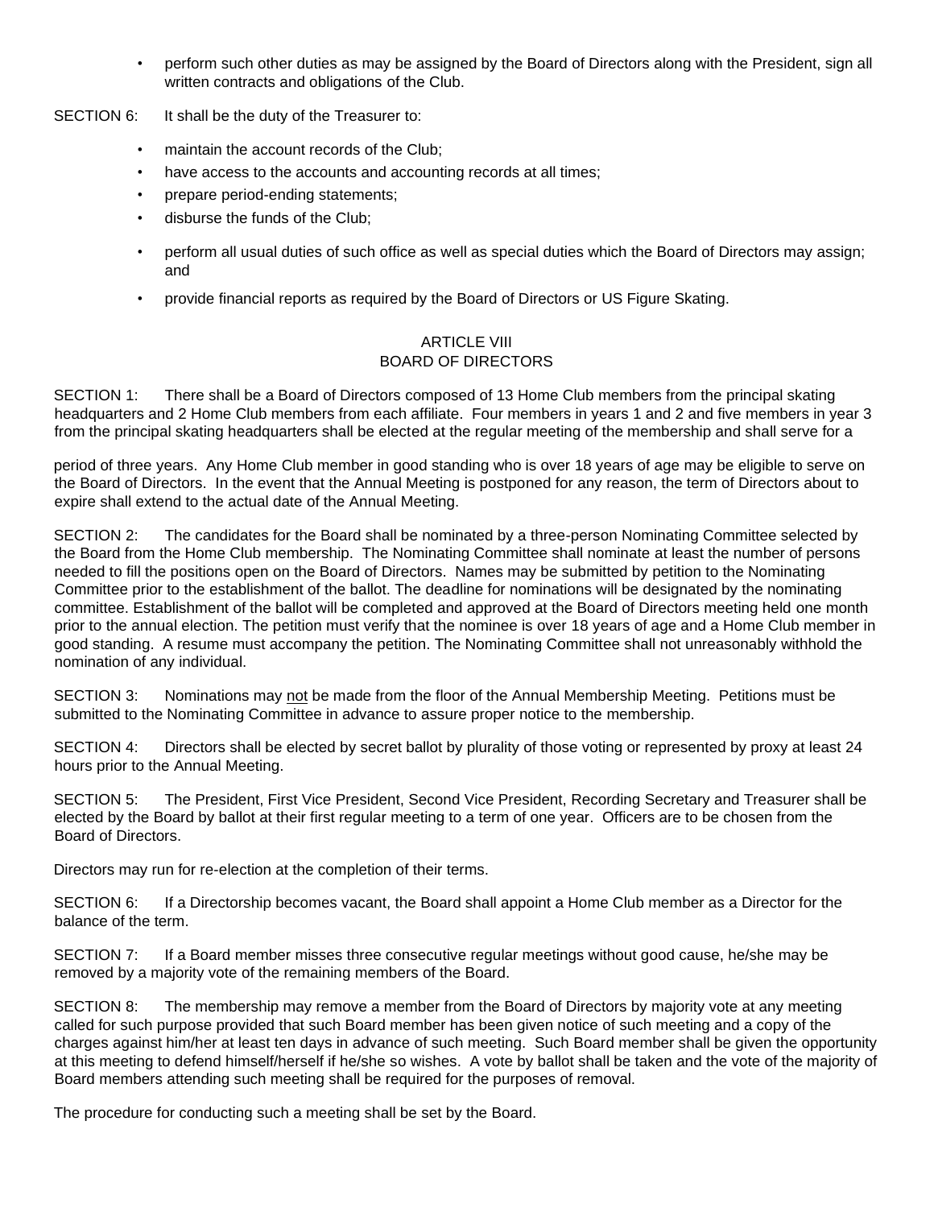- perform such other duties as may be assigned by the Board of Directors along with the President, sign all written contracts and obligations of the Club.

SECTION 6: It shall be the duty of the Treasurer to:

- maintain the account records of the Club;
- have access to the accounts and accounting records at all times;
- prepare period-ending statements;
- disburse the funds of the Club;
- perform all usual duties of such office as well as special duties which the Board of Directors may assign; and
- provide financial reports as required by the Board of Directors or US Figure Skating.

## ARTICLE VIII
## BOARD OF DIRECTORS

SECTION 1: There shall be a Board of Directors composed of 13 Home Club members from the principal skating headquarters and 2 Home Club members from each affiliate. Four members in years 1 and 2 and five members in year 3 from the principal skating headquarters shall be elected at the regular meeting of the membership and shall serve for a period of three years. Any Home Club member in good standing who is over 18 years of age may be eligible to serve on the Board of Directors. In the event that the Annual Meeting is postponed for any reason, the term of Directors about to expire shall extend to the actual date of the Annual Meeting.

SECTION 2: The candidates for the Board shall be nominated by a three-person Nominating Committee selected by the Board from the Home Club membership. The Nominating Committee shall nominate at least the number of persons needed to fill the positions open on the Board of Directors. Names may be submitted by petition to the Nominating Committee prior to the establishment of the ballot. The deadline for nominations will be designated by the nominating committee. Establishment of the ballot will be completed and approved at the Board of Directors meeting held one month prior to the annual election. The petition must verify that the nominee is over 18 years of age and a Home Club member in good standing. A resume must accompany the petition. The Nominating Committee shall not unreasonably withhold the nomination of any individual.

SECTION 3: Nominations may <u>not</u> be made from the floor of the Annual Membership Meeting. Petitions must be submitted to the Nominating Committee in advance to assure proper notice to the membership.

SECTION 4: Directors shall be elected by secret ballot by plurality of those voting or represented by proxy at least 24 hours prior to the Annual Meeting.

SECTION 5: The President, First Vice President, Second Vice President, Recording Secretary and Treasurer shall be elected by the Board by ballot at their first regular meeting to a term of one year. Officers are to be chosen from the Board of Directors.

Directors may run for re-election at the completion of their terms.

SECTION 6: If a Directorship becomes vacant, the Board shall appoint a Home Club member as a Director for the balance of the term.

SECTION 7: If a Board member misses three consecutive regular meetings without good cause, he/she may be removed by a majority vote of the remaining members of the Board.

SECTION 8: The membership may remove a member from the Board of Directors by majority vote at any meeting called for such purpose provided that such Board member has been given notice of such meeting and a copy of the charges against him/her at least ten days in advance of such meeting. Such Board member shall be given the opportunity at this meeting to defend himself/herself if he/she so wishes. A vote by ballot shall be taken and the vote of the majority of Board members attending such meeting shall be required for the purposes of removal.

The procedure for conducting such a meeting shall be set by the Board.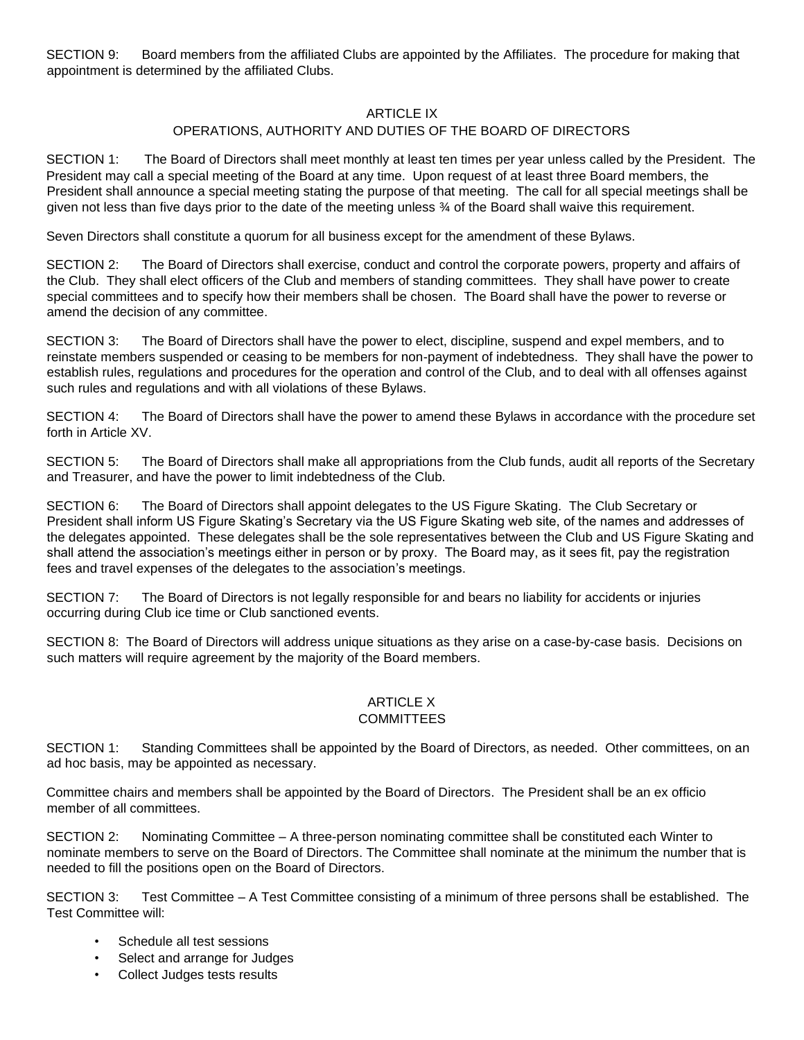SECTION 9: Board members from the affiliated Clubs are appointed by the Affiliates. The procedure for making that appointment is determined by the affiliated Clubs.

## ARTICLE IX
## OPERATIONS, AUTHORITY AND DUTIES OF THE BOARD OF DIRECTORS

SECTION 1: The Board of Directors shall meet monthly at least ten times per year unless called by the President. The President may call a special meeting of the Board at any time. Upon request of at least three Board members, the President shall announce a special meeting stating the purpose of that meeting. The call for all special meetings shall be given not less than five days prior to the date of the meeting unless ¾ of the Board shall waive this requirement.

Seven Directors shall constitute a quorum for all business except for the amendment of these Bylaws.

SECTION 2: The Board of Directors shall exercise, conduct and control the corporate powers, property and affairs of the Club. They shall elect officers of the Club and members of standing committees. They shall have power to create special committees and to specify how their members shall be chosen. The Board shall have the power to reverse or amend the decision of any committee.

SECTION 3: The Board of Directors shall have the power to elect, discipline, suspend and expel members, and to reinstate members suspended or ceasing to be members for non-payment of indebtedness. They shall have the power to establish rules, regulations and procedures for the operation and control of the Club, and to deal with all offenses against such rules and regulations and with all violations of these Bylaws.

SECTION 4: The Board of Directors shall have the power to amend these Bylaws in accordance with the procedure set forth in Article XV.

SECTION 5: The Board of Directors shall make all appropriations from the Club funds, audit all reports of the Secretary and Treasurer, and have the power to limit indebtedness of the Club.

SECTION 6: The Board of Directors shall appoint delegates to the US Figure Skating. The Club Secretary or President shall inform US Figure Skating's Secretary via the US Figure Skating web site, of the names and addresses of the delegates appointed. These delegates shall be the sole representatives between the Club and US Figure Skating and shall attend the association's meetings either in person or by proxy. The Board may, as it sees fit, pay the registration fees and travel expenses of the delegates to the association's meetings.

SECTION 7: The Board of Directors is not legally responsible for and bears no liability for accidents or injuries occurring during Club ice time or Club sanctioned events.

SECTION 8: The Board of Directors will address unique situations as they arise on a case-by-case basis. Decisions on such matters will require agreement by the majority of the Board members.

## ARTICLE X
## COMMITTEES

SECTION 1: Standing Committees shall be appointed by the Board of Directors, as needed. Other committees, on an ad hoc basis, may be appointed as necessary.

Committee chairs and members shall be appointed by the Board of Directors. The President shall be an ex officio member of all committees.

SECTION 2: Nominating Committee – A three-person nominating committee shall be constituted each Winter to nominate members to serve on the Board of Directors. The Committee shall nominate at the minimum the number that is needed to fill the positions open on the Board of Directors.

SECTION 3: Test Committee – A Test Committee consisting of a minimum of three persons shall be established. The Test Committee will:

- Schedule all test sessions
- Select and arrange for Judges
- Collect Judges tests results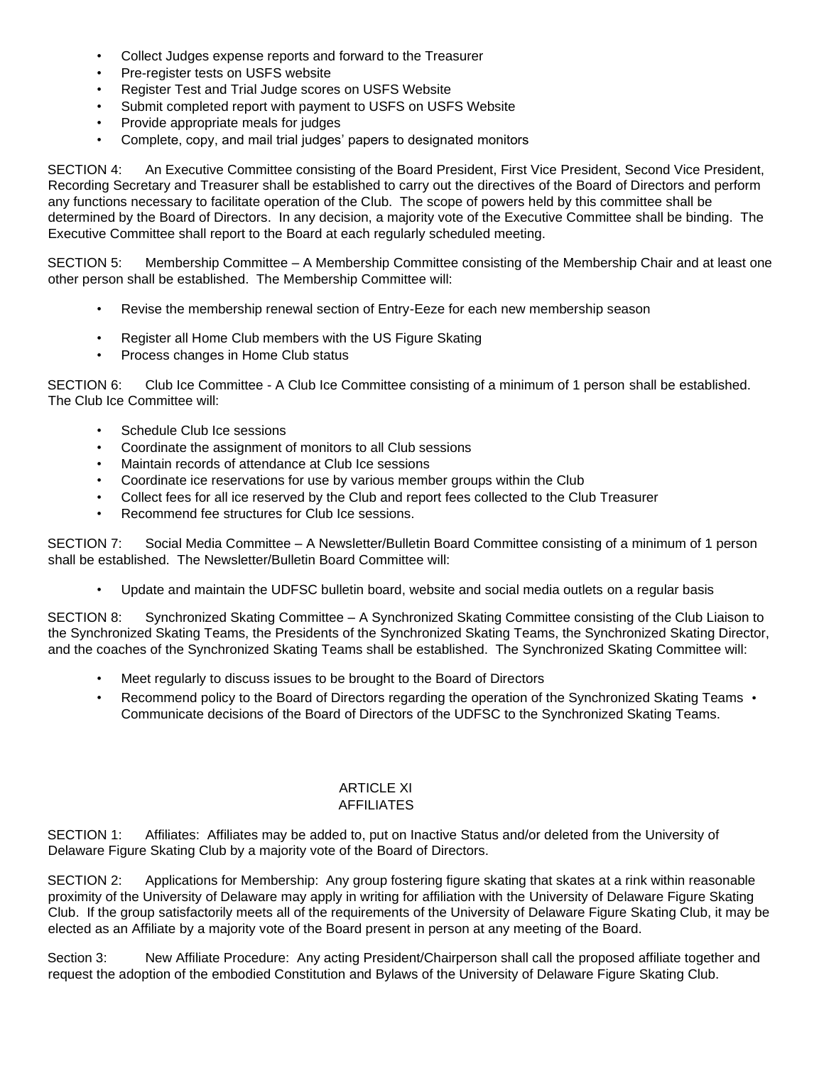- Collect Judges expense reports and forward to the Treasurer
- Pre-register tests on USFS website
- Register Test and Trial Judge scores on USFS Website
- Submit completed report with payment to USFS on USFS Website
- Provide appropriate meals for judges
- Complete, copy, and mail trial judges' papers to designated monitors

SECTION 4: An Executive Committee consisting of the Board President, First Vice President, Second Vice President, Recording Secretary and Treasurer shall be established to carry out the directives of the Board of Directors and perform any functions necessary to facilitate operation of the Club. The scope of powers held by this committee shall be determined by the Board of Directors. In any decision, a majority vote of the Executive Committee shall be binding. The Executive Committee shall report to the Board at each regularly scheduled meeting.

SECTION 5: Membership Committee – A Membership Committee consisting of the Membership Chair and at least one other person shall be established. The Membership Committee will:

- Revise the membership renewal section of Entry-Eeze for each new membership season
- Register all Home Club members with the US Figure Skating
- Process changes in Home Club status

SECTION 6: Club Ice Committee - A Club Ice Committee consisting of a minimum of 1 person shall be established. The Club Ice Committee will:

- Schedule Club Ice sessions
- Coordinate the assignment of monitors to all Club sessions
- Maintain records of attendance at Club Ice sessions
- Coordinate ice reservations for use by various member groups within the Club
- Collect fees for all ice reserved by the Club and report fees collected to the Club Treasurer
- Recommend fee structures for Club Ice sessions.

SECTION 7: Social Media Committee – A Newsletter/Bulletin Board Committee consisting of a minimum of 1 person shall be established. The Newsletter/Bulletin Board Committee will:

- Update and maintain the UDFSC bulletin board, website and social media outlets on a regular basis

SECTION 8: Synchronized Skating Committee – A Synchronized Skating Committee consisting of the Club Liaison to the Synchronized Skating Teams, the Presidents of the Synchronized Skating Teams, the Synchronized Skating Director, and the coaches of the Synchronized Skating Teams shall be established. The Synchronized Skating Committee will:

- Meet regularly to discuss issues to be brought to the Board of Directors
- Recommend policy to the Board of Directors regarding the operation of the Synchronized Skating Teams
- Communicate decisions of the Board of Directors of the UDFSC to the Synchronized Skating Teams.

## ARTICLE XI
## AFFILIATES

SECTION 1: Affiliates: Affiliates may be added to, put on Inactive Status and/or deleted from the University of Delaware Figure Skating Club by a majority vote of the Board of Directors.

SECTION 2: Applications for Membership: Any group fostering figure skating that skates at a rink within reasonable proximity of the University of Delaware may apply in writing for affiliation with the University of Delaware Figure Skating Club. If the group satisfactorily meets all of the requirements of the University of Delaware Figure Skating Club, it may be elected as an Affiliate by a majority vote of the Board present in person at any meeting of the Board.

Section 3: New Affiliate Procedure: Any acting President/Chairperson shall call the proposed affiliate together and request the adoption of the embodied Constitution and Bylaws of the University of Delaware Figure Skating Club.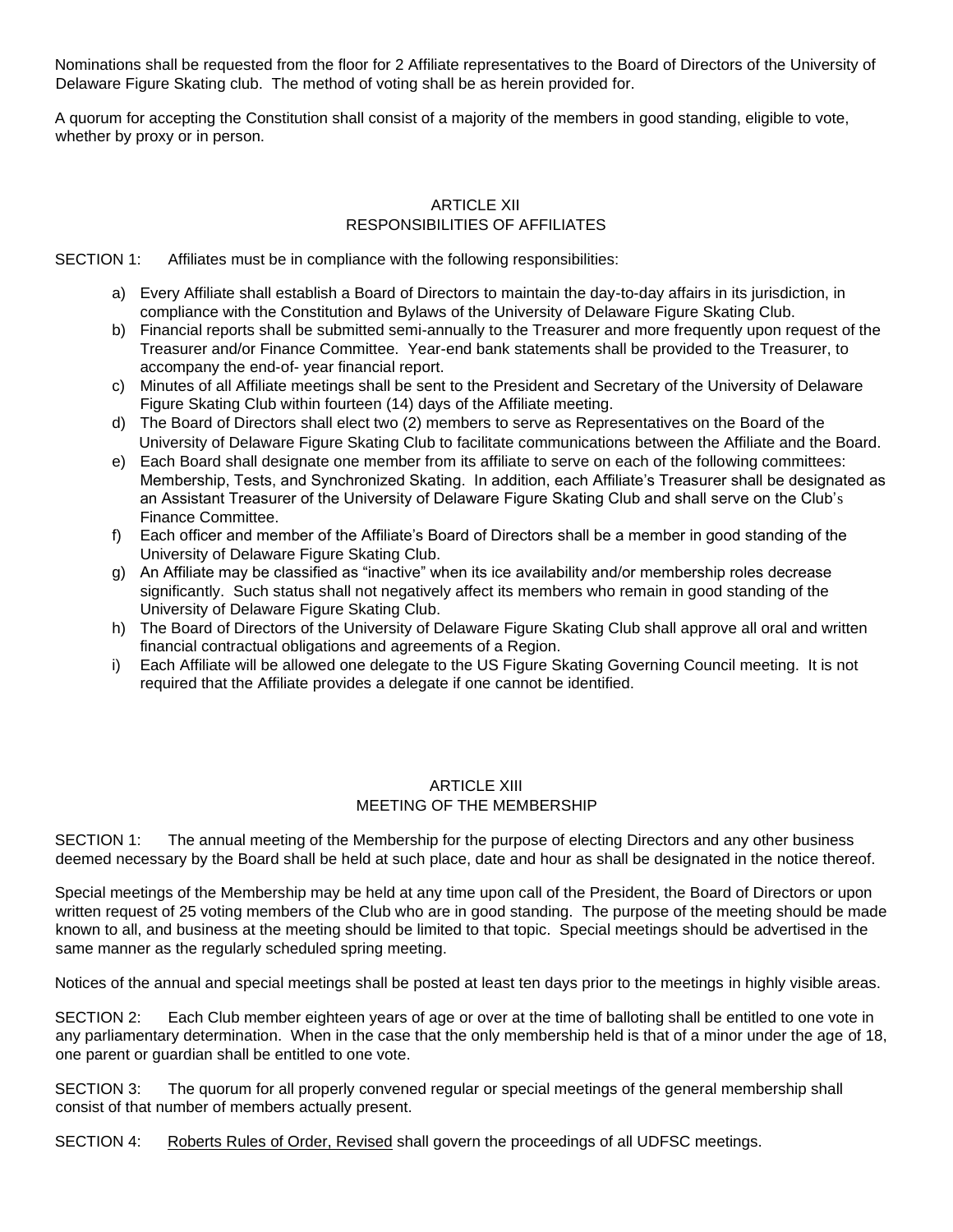Nominations shall be requested from the floor for 2 Affiliate representatives to the Board of Directors of the University of Delaware Figure Skating club. The method of voting shall be as herein provided for.

A quorum for accepting the Constitution shall consist of a majority of the members in good standing, eligible to vote, whether by proxy or in person.

## ARTICLE XII
## RESPONSIBILITIES OF AFFILIATES

SECTION 1: Affiliates must be in compliance with the following responsibilities:

a) Every Affiliate shall establish a Board of Directors to maintain the day-to-day affairs in its jurisdiction, in compliance with the Constitution and Bylaws of the University of Delaware Figure Skating Club.
b) Financial reports shall be submitted semi-annually to the Treasurer and more frequently upon request of the Treasurer and/or Finance Committee. Year-end bank statements shall be provided to the Treasurer, to accompany the end-of- year financial report.
c) Minutes of all Affiliate meetings shall be sent to the President and Secretary of the University of Delaware Figure Skating Club within fourteen (14) days of the Affiliate meeting.
d) The Board of Directors shall elect two (2) members to serve as Representatives on the Board of the University of Delaware Figure Skating Club to facilitate communications between the Affiliate and the Board.
e) Each Board shall designate one member from its affiliate to serve on each of the following committees: Membership, Tests, and Synchronized Skating. In addition, each Affiliate's Treasurer shall be designated as an Assistant Treasurer of the University of Delaware Figure Skating Club and shall serve on the Club's Finance Committee.
f) Each officer and member of the Affiliate's Board of Directors shall be a member in good standing of the University of Delaware Figure Skating Club.
g) An Affiliate may be classified as "inactive" when its ice availability and/or membership roles decrease significantly. Such status shall not negatively affect its members who remain in good standing of the University of Delaware Figure Skating Club.
h) The Board of Directors of the University of Delaware Figure Skating Club shall approve all oral and written financial contractual obligations and agreements of a Region.
i) Each Affiliate will be allowed one delegate to the US Figure Skating Governing Council meeting. It is not required that the Affiliate provides a delegate if one cannot be identified.

## ARTICLE XIII
## MEETING OF THE MEMBERSHIP

SECTION 1: The annual meeting of the Membership for the purpose of electing Directors and any other business deemed necessary by the Board shall be held at such place, date and hour as shall be designated in the notice thereof.

Special meetings of the Membership may be held at any time upon call of the President, the Board of Directors or upon written request of 25 voting members of the Club who are in good standing. The purpose of the meeting should be made known to all, and business at the meeting should be limited to that topic. Special meetings should be advertised in the same manner as the regularly scheduled spring meeting.

Notices of the annual and special meetings shall be posted at least ten days prior to the meetings in highly visible areas.

SECTION 2: Each Club member eighteen years of age or over at the time of balloting shall be entitled to one vote in any parliamentary determination. When in the case that the only membership held is that of a minor under the age of 18, one parent or guardian shall be entitled to one vote.

SECTION 3: The quorum for all properly convened regular or special meetings of the general membership shall consist of that number of members actually present.

SECTION 4: Roberts Rules of Order, Revised shall govern the proceedings of all UDFSC meetings.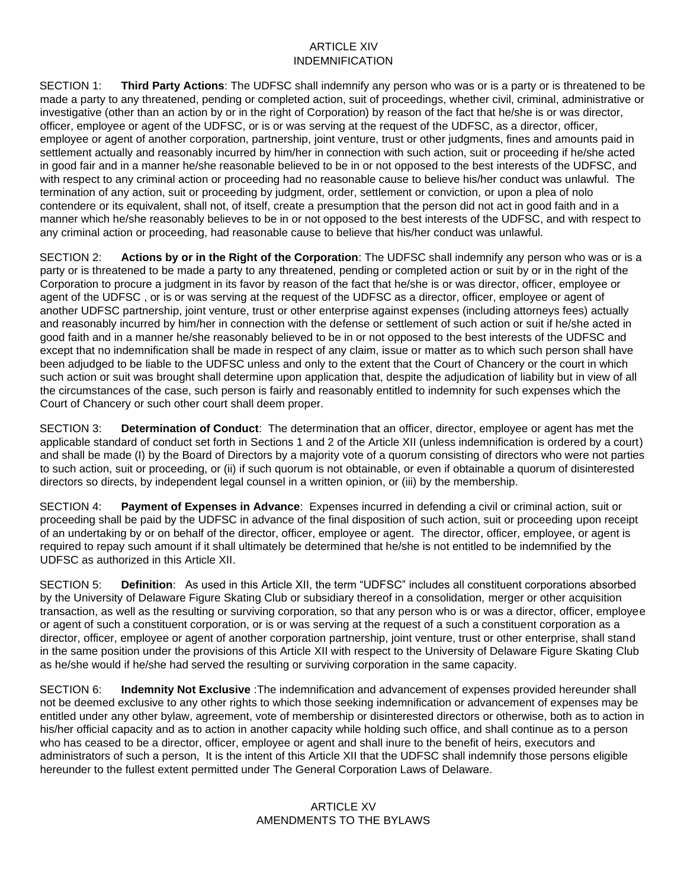## ARTICLE XIV
## INDEMNIFICATION

SECTION 1: **Third Party Actions**: The UDFSC shall indemnify any person who was or is a party or is threatened to be made a party to any threatened, pending or completed action, suit of proceedings, whether civil, criminal, administrative or investigative (other than an action by or in the right of Corporation) by reason of the fact that he/she is or was director, officer, employee or agent of the UDFSC, or is or was serving at the request of the UDFSC, as a director, officer, employee or agent of another corporation, partnership, joint venture, trust or other judgments, fines and amounts paid in settlement actually and reasonably incurred by him/her in connection with such action, suit or proceeding if he/she acted in good fair and in a manner he/she reasonable believed to be in or not opposed to the best interests of the UDFSC, and with respect to any criminal action or proceeding had no reasonable cause to believe his/her conduct was unlawful. The termination of any action, suit or proceeding by judgment, order, settlement or conviction, or upon a plea of nolo contendere or its equivalent, shall not, of itself, create a presumption that the person did not act in good faith and in a manner which he/she reasonably believes to be in or not opposed to the best interests of the UDFSC, and with respect to any criminal action or proceeding, had reasonable cause to believe that his/her conduct was unlawful.

SECTION 2: **Actions by or in the Right of the Corporation**: The UDFSC shall indemnify any person who was or is a party or is threatened to be made a party to any threatened, pending or completed action or suit by or in the right of the Corporation to procure a judgment in its favor by reason of the fact that he/she is or was director, officer, employee or agent of the UDFSC , or is or was serving at the request of the UDFSC as a director, officer, employee or agent of another UDFSC partnership, joint venture, trust or other enterprise against expenses (including attorneys fees) actually and reasonably incurred by him/her in connection with the defense or settlement of such action or suit if he/she acted in good faith and in a manner he/she reasonably believed to be in or not opposed to the best interests of the UDFSC and except that no indemnification shall be made in respect of any claim, issue or matter as to which such person shall have been adjudged to be liable to the UDFSC unless and only to the extent that the Court of Chancery or the court in which such action or suit was brought shall determine upon application that, despite the adjudication of liability but in view of all the circumstances of the case, such person is fairly and reasonably entitled to indemnity for such expenses which the Court of Chancery or such other court shall deem proper.

SECTION 3: **Determination of Conduct**: The determination that an officer, director, employee or agent has met the applicable standard of conduct set forth in Sections 1 and 2 of the Article XII (unless indemnification is ordered by a court) and shall be made (I) by the Board of Directors by a majority vote of a quorum consisting of directors who were not parties to such action, suit or proceeding, or (ii) if such quorum is not obtainable, or even if obtainable a quorum of disinterested directors so directs, by independent legal counsel in a written opinion, or (iii) by the membership.

SECTION 4: **Payment of Expenses in Advance**: Expenses incurred in defending a civil or criminal action, suit or proceeding shall be paid by the UDFSC in advance of the final disposition of such action, suit or proceeding upon receipt of an undertaking by or on behalf of the director, officer, employee or agent. The director, officer, employee, or agent is required to repay such amount if it shall ultimately be determined that he/she is not entitled to be indemnified by the UDFSC as authorized in this Article XII.

SECTION 5: **Definition**: As used in this Article XII, the term "UDFSC" includes all constituent corporations absorbed by the University of Delaware Figure Skating Club or subsidiary thereof in a consolidation, merger or other acquisition transaction, as well as the resulting or surviving corporation, so that any person who is or was a director, officer, employee or agent of such a constituent corporation, or is or was serving at the request of a such a constituent corporation as a director, officer, employee or agent of another corporation partnership, joint venture, trust or other enterprise, shall stand in the same position under the provisions of this Article XII with respect to the University of Delaware Figure Skating Club as he/she would if he/she had served the resulting or surviving corporation in the same capacity.

SECTION 6: **Indemnity Not Exclusive** :The indemnification and advancement of expenses provided hereunder shall not be deemed exclusive to any other rights to which those seeking indemnification or advancement of expenses may be entitled under any other bylaw, agreement, vote of membership or disinterested directors or otherwise, both as to action in his/her official capacity and as to action in another capacity while holding such office, and shall continue as to a person who has ceased to be a director, officer, employee or agent and shall inure to the benefit of heirs, executors and administrators of such a person, It is the intent of this Article XII that the UDFSC shall indemnify those persons eligible hereunder to the fullest extent permitted under The General Corporation Laws of Delaware.

## ARTICLE XV
## AMENDMENTS TO THE BYLAWS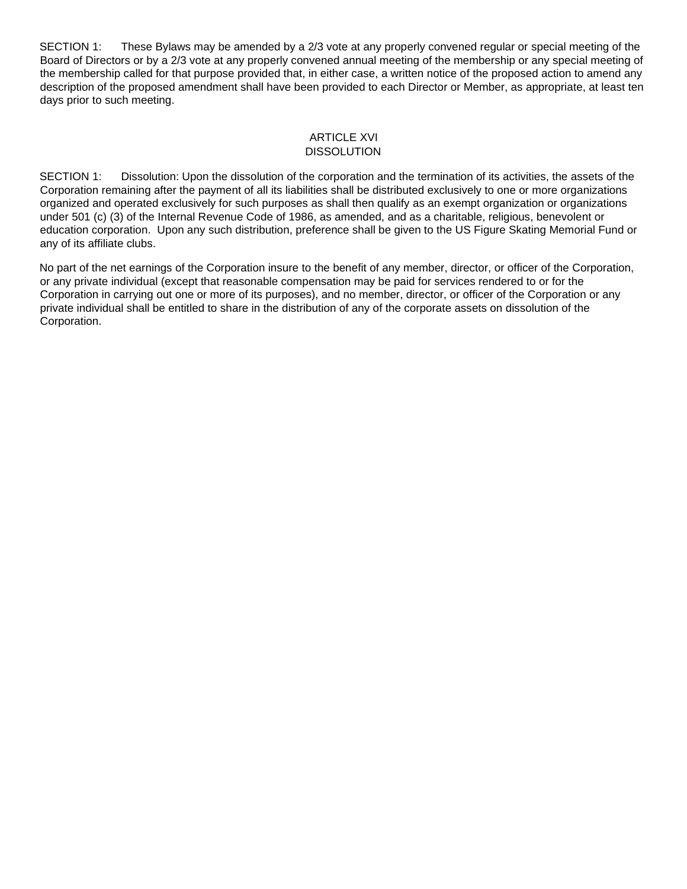SECTION 1: These Bylaws may be amended by a 2/3 vote at any properly convened regular or special meeting of the Board of Directors or by a 2/3 vote at any properly convened annual meeting of the membership or any special meeting of the membership called for that purpose provided that, in either case, a written notice of the proposed action to amend any description of the proposed amendment shall have been provided to each Director or Member, as appropriate, at least ten days prior to such meeting.

## ARTICLE XVI
## DISSOLUTION

SECTION 1: Dissolution: Upon the dissolution of the corporation and the termination of its activities, the assets of the Corporation remaining after the payment of all its liabilities shall be distributed exclusively to one or more organizations organized and operated exclusively for such purposes as shall then qualify as an exempt organization or organizations under 501 (c) (3) of the Internal Revenue Code of 1986, as amended, and as a charitable, religious, benevolent or education corporation. Upon any such distribution, preference shall be given to the US Figure Skating Memorial Fund or any of its affiliate clubs.

No part of the net earnings of the Corporation insure to the benefit of any member, director, or officer of the Corporation, or any private individual (except that reasonable compensation may be paid for services rendered to or for the Corporation in carrying out one or more of its purposes), and no member, director, or officer of the Corporation or any private individual shall be entitled to share in the distribution of any of the corporate assets on dissolution of the Corporation.